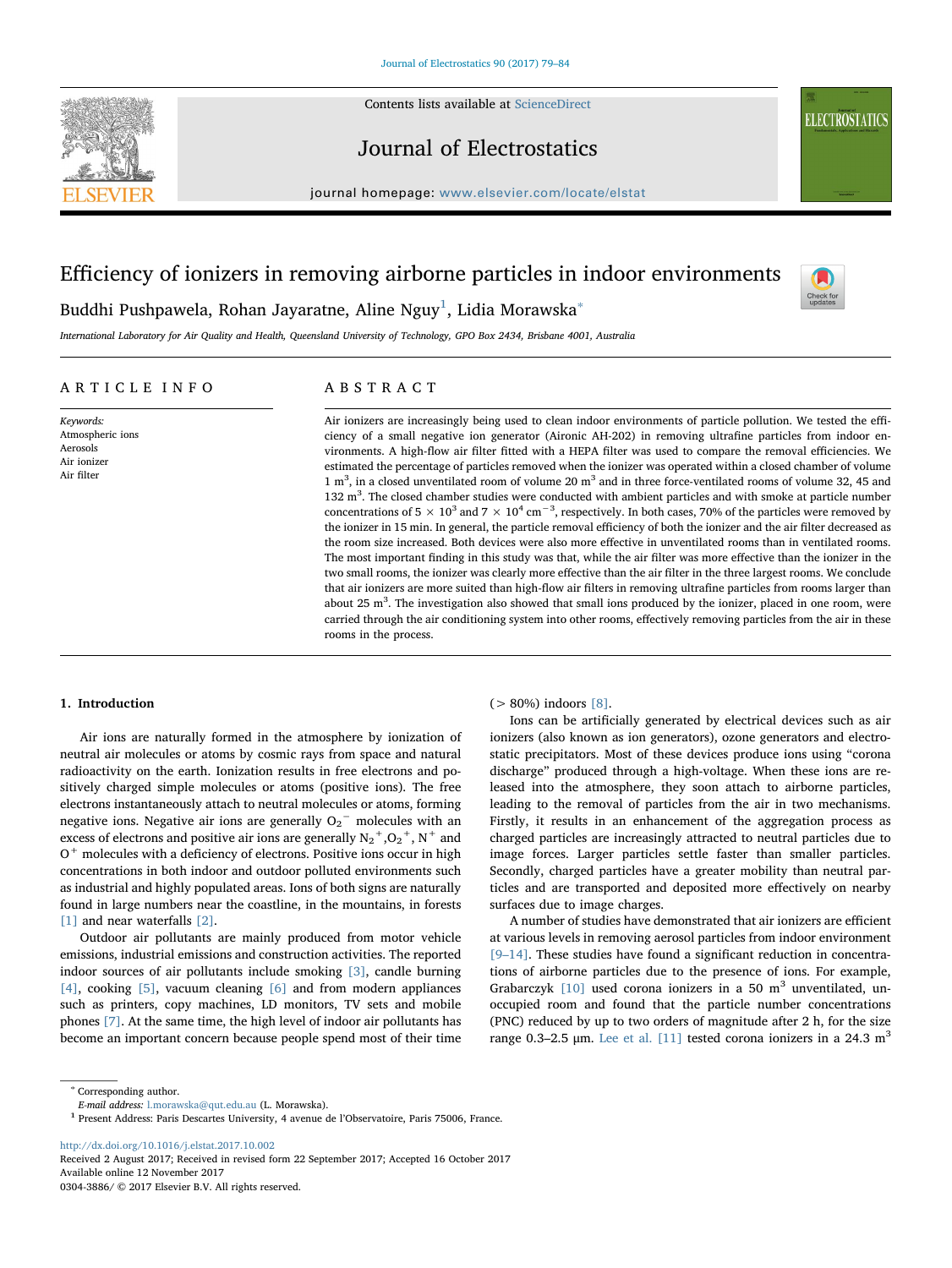# Efficiency of ionizers in removing airborne particles in indoor environments

Buddhi Pushpawela, Rohan Jayaratne, Aline Nguy[1], Lidia Morawska*

International Laboratory for Air Quality and Health, Queensland University of Technology, GPO Box 2434, Brisbane 4001, Australia

## ARTICLE INFO

*Keywords:*
Atmospheric ions
Aerosols
Air ionizer
Air filter

## ABSTRACT

Air ionizers are increasingly being used to clean indoor environments of particle pollution. We tested the efficiency of a small negative ion generator (Aironic AH-202) in removing ultrafine particles from indoor environments. A high-flow air filter fitted with a HEPA filter was used to compare the removal efficiencies. We estimated the percentage of particles removed when the ionizer was operated within a closed chamber of volume 1 $m^3$, in a closed unventilated room of volume 20 $m^3$ and in three force-ventilated rooms of volume 32, 45 and 132 $m^3$. The closed chamber studies were conducted with ambient particles and with smoke at particle number concentrations of $5 \times 10^3$ and $7 \times 10^4$ $cm^{-3}$, respectively. In both cases, 70% of the particles were removed by the ionizer in 15 min. In general, the particle removal efficiency of both the ionizer and the air filter decreased as the room size increased. Both devices were also more effective in unventilated rooms than in ventilated rooms. The most important finding in this study was that, while the air filter was more effective than the ionizer in the two small rooms, the ionizer was clearly more effective than the air filter in the three largest rooms. We conclude that air ionizers are more suited than high-flow air filters in removing ultrafine particles from rooms larger than about 25 $m^3$. The investigation also showed that small ions produced by the ionizer, placed in one room, were carried through the air conditioning system into other rooms, effectively removing particles from the air in these rooms in the process.

## 1. Introduction

Air ions are naturally formed in the atmosphere by ionization of neutral air molecules or atoms by cosmic rays from space and natural radioactivity on the earth. Ionization results in free electrons and positively charged simple molecules or atoms (positive ions). The free electrons instantaneously attach to neutral molecules or atoms, forming negative ions. Negative air ions are generally $O_2^-$ molecules with an excess of electrons and positive air ions are generally $N_2^+$, $O_2^+$, $N^+$ and $O^+$ molecules with a deficiency of electrons. Positive ions occur in high concentrations in both indoor and outdoor polluted environments such as industrial and highly populated areas. Ions of both signs are naturally found in large numbers near the coastline, in the mountains, in forests [1] and near waterfalls [2].

Outdoor air pollutants are mainly produced from motor vehicle emissions, industrial emissions and construction activities. The reported indoor sources of air pollutants include smoking [3], candle burning [4], cooking [5], vacuum cleaning [6] and from modern appliances such as printers, copy machines, LD monitors, TV sets and mobile phones [7]. At the same time, the high level of indoor air pollutants has become an important concern because people spend most of their time (> 80%) indoors [8].

Ions can be artificially generated by electrical devices such as air ionizers (also known as ion generators), ozone generators and electrostatic precipitators. Most of these devices produce ions using "corona discharge" produced through a high-voltage. When these ions are released into the atmosphere, they soon attach to airborne particles, leading to the removal of particles from the air in two mechanisms. Firstly, it results in an enhancement of the aggregation process as charged particles are increasingly attracted to neutral particles due to image forces. Larger particles settle faster than smaller particles. Secondly, charged particles have a greater mobility than neutral particles and are transported and deposited more effectively on nearby surfaces due to image charges.

A number of studies have demonstrated that air ionizers are efficient at various levels in removing aerosol particles from indoor environment [9–14]. These studies have found a significant reduction in concentrations of airborne particles due to the presence of ions. For example, Grabarczyk [10] used corona ionizers in a 50 $m^3$ unventilated, unoccupied room and found that the particle number concentrations (PNC) reduced by up to two orders of magnitude after 2 h, for the size range 0.3–2.5 μm. Lee et al. [11] tested corona ionizers in a 24.3 $m^3$

---

* Corresponding author.
*E-mail address:* l.morawska@qut.edu.au (L. Morawska).
[1] Present Address: Paris Descartes University, 4 avenue de l'Observatoire, Paris 75006, France.

http://dx.doi.org/10.1016/j.elstat.2017.10.002
Received 2 August 2017; Received in revised form 22 September 2017; Accepted 16 October 2017
Available online 12 November 2017
0304-3886/ © 2017 Elsevier B.V. All rights reserved.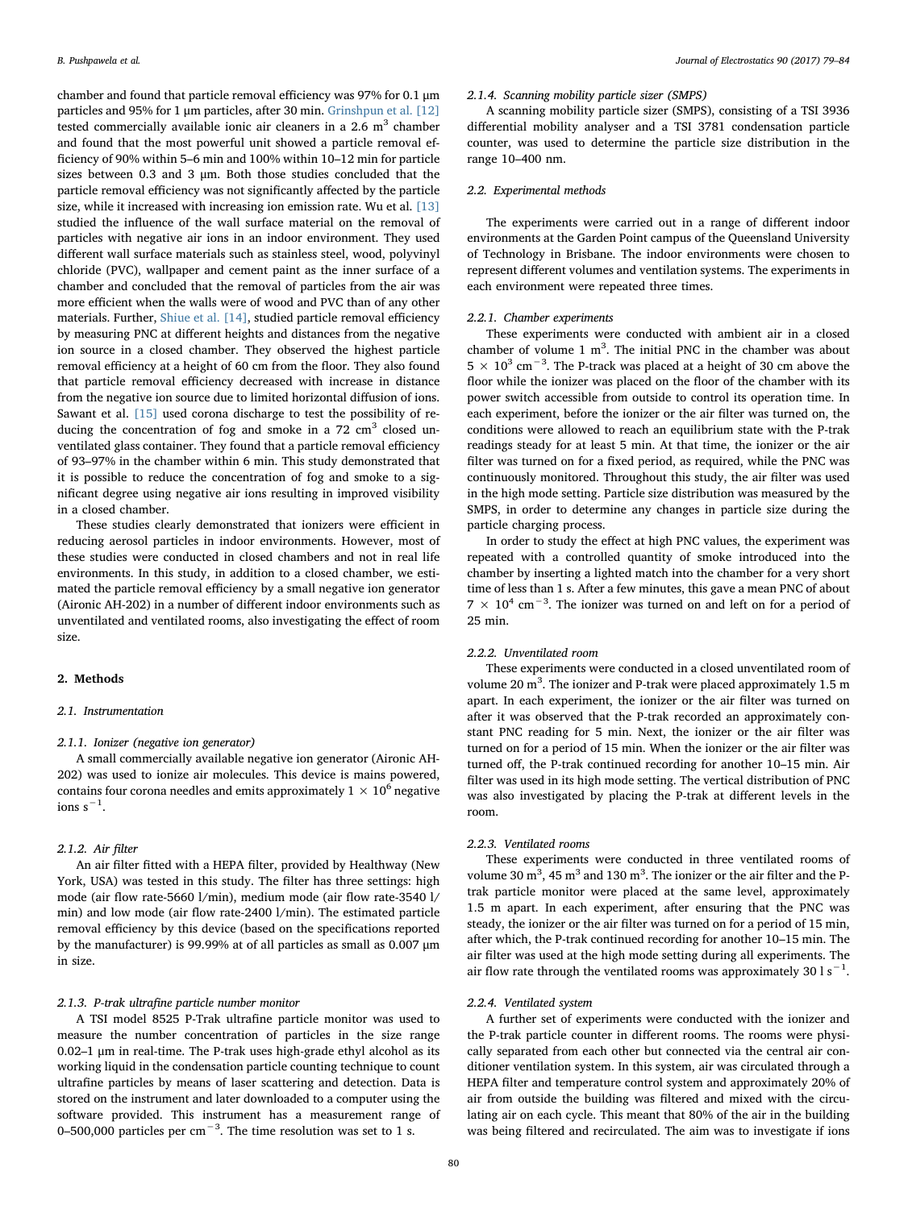chamber and found that particle removal efficiency was 97% for 0.1 μm particles and 95% for 1 μm particles, after 30 min. Grinshpun et al. [12] tested commercially available ionic air cleaners in a 2.6 $m^3$ chamber and found that the most powerful unit showed a particle removal efficiency of 90% within 5–6 min and 100% within 10–12 min for particle sizes between 0.3 and 3 μm. Both those studies concluded that the particle removal efficiency was not significantly affected by the particle size, while it increased with increasing ion emission rate. Wu et al. [13] studied the influence of the wall surface material on the removal of particles with negative air ions in an indoor environment. They used different wall surface materials such as stainless steel, wood, polyvinyl chloride (PVC), wallpaper and cement paint as the inner surface of a chamber and concluded that the removal of particles from the air was more efficient when the walls were of wood and PVC than of any other materials. Further, Shiue et al. [14], studied particle removal efficiency by measuring PNC at different heights and distances from the negative ion source in a closed chamber. They observed the highest particle removal efficiency at a height of 60 cm from the floor. They also found that particle removal efficiency decreased with increase in distance from the negative ion source due to limited horizontal diffusion of ions. Sawant et al. [15] used corona discharge to test the possibility of reducing the concentration of fog and smoke in a 72 $cm^3$ closed unventilated glass container. They found that a particle removal efficiency of 93–97% in the chamber within 6 min. This study demonstrated that it is possible to reduce the concentration of fog and smoke to a significant degree using negative air ions resulting in improved visibility in a closed chamber.

These studies clearly demonstrated that ionizers were efficient in reducing aerosol particles in indoor environments. However, most of these studies were conducted in closed chambers and not in real life environments. In this study, in addition to a closed chamber, we estimated the particle removal efficiency by a small negative ion generator (Aironic AH-202) in a number of different indoor environments such as unventilated and ventilated rooms, also investigating the effect of room size.

## 2. Methods

### 2.1. Instrumentation

#### 2.1.1. Ionizer (negative ion generator)

A small commercially available negative ion generator (Aironic AH-202) was used to ionize air molecules. This device is mains powered, contains four corona needles and emits approximately $1 \times 10^6$ negative ions $s^{-1}$.

#### 2.1.2. Air filter

An air filter fitted with a HEPA filter, provided by Healthway (New York, USA) was tested in this study. The filter has three settings: high mode (air flow rate-5660 l/min), medium mode (air flow rate-3540 l/min) and low mode (air flow rate-2400 l/min). The estimated particle removal efficiency by this device (based on the specifications reported by the manufacturer) is 99.99% at of all particles as small as 0.007 μm in size.

#### 2.1.3. P-trak ultrafine particle number monitor

A TSI model 8525 P-Trak ultrafine particle monitor was used to measure the number concentration of particles in the size range 0.02–1 μm in real-time. The P-trak uses high-grade ethyl alcohol as its working liquid in the condensation particle counting technique to count ultrafine particles by means of laser scattering and detection. Data is stored on the instrument and later downloaded to a computer using the software provided. This instrument has a measurement range of 0–500,000 particles per $cm^{-3}$. The time resolution was set to 1 s.

#### 2.1.4. Scanning mobility particle sizer (SMPS)

A scanning mobility particle sizer (SMPS), consisting of a TSI 3936 differential mobility analyser and a TSI 3781 condensation particle counter, was used to determine the particle size distribution in the range 10–400 nm.

### 2.2. Experimental methods

The experiments were carried out in a range of different indoor environments at the Garden Point campus of the Queensland University of Technology in Brisbane. The indoor environments were chosen to represent different volumes and ventilation systems. The experiments in each environment were repeated three times.

#### 2.2.1. Chamber experiments

These experiments were conducted with ambient air in a closed chamber of volume 1 $m^3$. The initial PNC in the chamber was about $5 \times 10^3$ $cm^{-3}$. The P-track was placed at a height of 30 cm above the floor while the ionizer was placed on the floor of the chamber with its power switch accessible from outside to control its operation time. In each experiment, before the ionizer or the air filter was turned on, the conditions were allowed to reach an equilibrium state with the P-trak readings steady for at least 5 min. At that time, the ionizer or the air filter was turned on for a fixed period, as required, while the PNC was continuously monitored. Throughout this study, the air filter was used in the high mode setting. Particle size distribution was measured by the SMPS, in order to determine any changes in particle size during the particle charging process.

In order to study the effect at high PNC values, the experiment was repeated with a controlled quantity of smoke introduced into the chamber by inserting a lighted match into the chamber for a very short time of less than 1 s. After a few minutes, this gave a mean PNC of about $7 \times 10^4$ $cm^{-3}$. The ionizer was turned on and left on for a period of 25 min.

#### 2.2.2. Unventilated room

These experiments were conducted in a closed unventilated room of volume 20 $m^3$. The ionizer and P-trak were placed approximately 1.5 m apart. In each experiment, the ionizer or the air filter was turned on after it was observed that the P-trak recorded an approximately constant PNC reading for 5 min. Next, the ionizer or the air filter was turned on for a period of 15 min. When the ionizer or the air filter was turned off, the P-trak continued recording for another 10–15 min. Air filter was used in its high mode setting. The vertical distribution of PNC was also investigated by placing the P-trak at different levels in the room.

#### 2.2.3. Ventilated rooms

These experiments were conducted in three ventilated rooms of volume 30 $m^3$, 45 $m^3$ and 130 $m^3$. The ionizer or the air filter and the P-trak particle monitor were placed at the same level, approximately 1.5 m apart. In each experiment, after ensuring that the PNC was steady, the ionizer or the air filter was turned on for a period of 15 min, after which, the P-trak continued recording for another 10–15 min. The air filter was used at the high mode setting during all experiments. The air flow rate through the ventilated rooms was approximately 30 l $s^{-1}$.

#### 2.2.4. Ventilated system

A further set of experiments were conducted with the ionizer and the P-trak particle counter in different rooms. The rooms were physically separated from each other but connected via the central air conditioner ventilation system. In this system, air was circulated through a HEPA filter and temperature control system and approximately 20% of air from outside the building was filtered and mixed with the circulating air on each cycle. This meant that 80% of the air in the building was being filtered and recirculated. The aim was to investigate if ions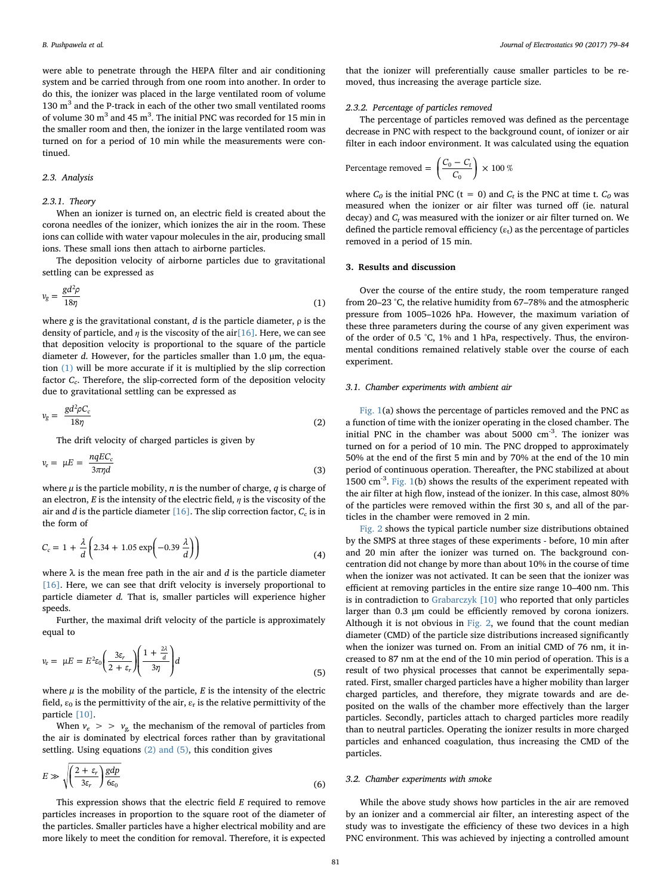were able to penetrate through the HEPA filter and air conditioning system and be carried through from one room into another. In order to do this, the ionizer was placed in the large ventilated room of volume 130 $m^3$ and the P-track in each of the other two small ventilated rooms of volume 30 $m^3$ and 45 $m^3$. The initial PNC was recorded for 15 min in the smaller room and then, the ionizer in the large ventilated room was turned on for a period of 10 min while the measurements were continued.

### 2.3. Analysis

#### 2.3.1. Theory

When an ionizer is turned on, an electric field is created about the corona needles of the ionizer, which ionizes the air in the room. These ions can collide with water vapour molecules in the air, producing small ions. These small ions then attach to airborne particles.

The deposition velocity of airborne particles due to gravitational settling can be expressed as

$$v_g = \frac{gd^2\rho}{18\eta} \tag{1}$$

where $g$ is the gravitational constant, $d$ is the particle diameter, ρ is the density of particle, and $\eta$ is the viscosity of the air[16]. Here, we can see that deposition velocity is proportional to the square of the particle diameter $d$. However, for the particles smaller than 1.0 μm, the equation (1) will be more accurate if it is multiplied by the slip correction factor $C_c$. Therefore, the slip-corrected form of the deposition velocity due to gravitational settling can be expressed as

$$v_g = \frac{gd^2\rho C_c}{18\eta} \tag{2}$$

The drift velocity of charged particles is given by

$$v_e = \mu E = \frac{nqEC_c}{3\pi\eta d} \tag{3}$$

where $\mu$ is the particle mobility, $n$ is the number of charge, $q$ is charge of an electron, $E$ is the intensity of the electric field, $\eta$ is the viscosity of the air and $d$ is the particle diameter [16]. The slip correction factor, $C_c$ is in the form of

$$C_c = 1 + \frac{\lambda}{d}\left(2.34 + 1.05\exp\left(-0.39\,\frac{\lambda}{d}\right)\right) \tag{4}$$

where λ is the mean free path in the air and $d$ is the particle diameter [16]. Here, we can see that drift velocity is inversely proportional to particle diameter $d$. That is, smaller particles will experience higher speeds.

Further, the maximal drift velocity of the particle is approximately equal to

$$v_e = \mu E = E^2\varepsilon_0\left(\frac{3\varepsilon_r}{2+\varepsilon_r}\right)\left(\frac{1+\frac{2\lambda}{d}}{3\eta}\right)d \tag{5}$$

where $\mu$ is the mobility of the particle, $E$ is the intensity of the electric field, $\varepsilon_0$ is the permittivity of the air, $\varepsilon_r$ is the relative permittivity of the particle [10].

When $v_e >> v_g$, the mechanism of the removal of particles from the air is dominated by electrical forces rather than by gravitational settling. Using equations (2) and (5), this condition gives

$$E \gg \sqrt{\left(\frac{2+\varepsilon_r}{3\varepsilon_r}\right)\frac{gdp}{6\varepsilon_0}} \tag{6}$$

This expression shows that the electric field $E$ required to remove particles increases in proportion to the square root of the diameter of the particles. Smaller particles have a higher electrical mobility and are more likely to meet the condition for removal. Therefore, it is expected that the ionizer will preferentially cause smaller particles to be removed, thus increasing the average particle size.

#### 2.3.2. Percentage of particles removed

The percentage of particles removed was defined as the percentage decrease in PNC with respect to the background count, of ionizer or air filter in each indoor environment. It was calculated using the equation

$$\text{Percentage removed} = \left(\frac{C_0 - C_t}{C_0}\right) \times 100\,\%$$

where $C_0$ is the initial PNC ($t = 0$) and $C_t$ is the PNC at time t. $C_0$ was measured when the ionizer or air filter was turned off (ie. natural decay) and $C_t$ was measured with the ionizer or air filter turned on. We defined the particle removal efficiency ($\varepsilon_t$) as the percentage of particles removed in a period of 15 min.

## 3. Results and discussion

Over the course of the entire study, the room temperature ranged from 20–23 °C, the relative humidity from 67–78% and the atmospheric pressure from 1005–1026 hPa. However, the maximum variation of these three parameters during the course of any given experiment was of the order of 0.5 °C, 1% and 1 hPa, respectively. Thus, the environmental conditions remained relatively stable over the course of each experiment.

### 3.1. Chamber experiments with ambient air

Fig. 1(a) shows the percentage of particles removed and the PNC as a function of time with the ionizer operating in the closed chamber. The initial PNC in the chamber was about 5000 $cm^{-3}$. The ionizer was turned on for a period of 10 min. The PNC dropped to approximately 50% at the end of the first 5 min and by 70% at the end of the 10 min period of continuous operation. Thereafter, the PNC stabilized at about 1500 $cm^{-3}$. Fig. 1(b) shows the results of the experiment repeated with the air filter at high flow, instead of the ionizer. In this case, almost 80% of the particles were removed within the first 30 s, and all of the particles in the chamber were removed in 2 min.

Fig. 2 shows the typical particle number size distributions obtained by the SMPS at three stages of these experiments - before, 10 min after and 20 min after the ionizer was turned on. The background concentration did not change by more than about 10% in the course of time when the ionizer was not activated. It can be seen that the ionizer was efficient at removing particles in the entire size range 10–400 nm. This is in contradiction to Grabarczyk [10] who reported that only particles larger than 0.3 μm could be efficiently removed by corona ionizers. Although it is not obvious in Fig. 2, we found that the count median diameter (CMD) of the particle size distributions increased significantly when the ionizer was turned on. From an initial CMD of 76 nm, it increased to 87 nm at the end of the 10 min period of operation. This is a result of two physical processes that cannot be experimentally separated. First, smaller charged particles have a higher mobility than larger charged particles, and therefore, they migrate towards and are deposited on the walls of the chamber more effectively than the larger particles. Secondly, particles attach to charged particles more readily than to neutral particles. Operating the ionizer results in more charged particles and enhanced coagulation, thus increasing the CMD of the particles.

### 3.2. Chamber experiments with smoke

While the above study shows how particles in the air are removed by an ionizer and a commercial air filter, an interesting aspect of the study was to investigate the efficiency of these two devices in a high PNC environment. This was achieved by injecting a controlled amount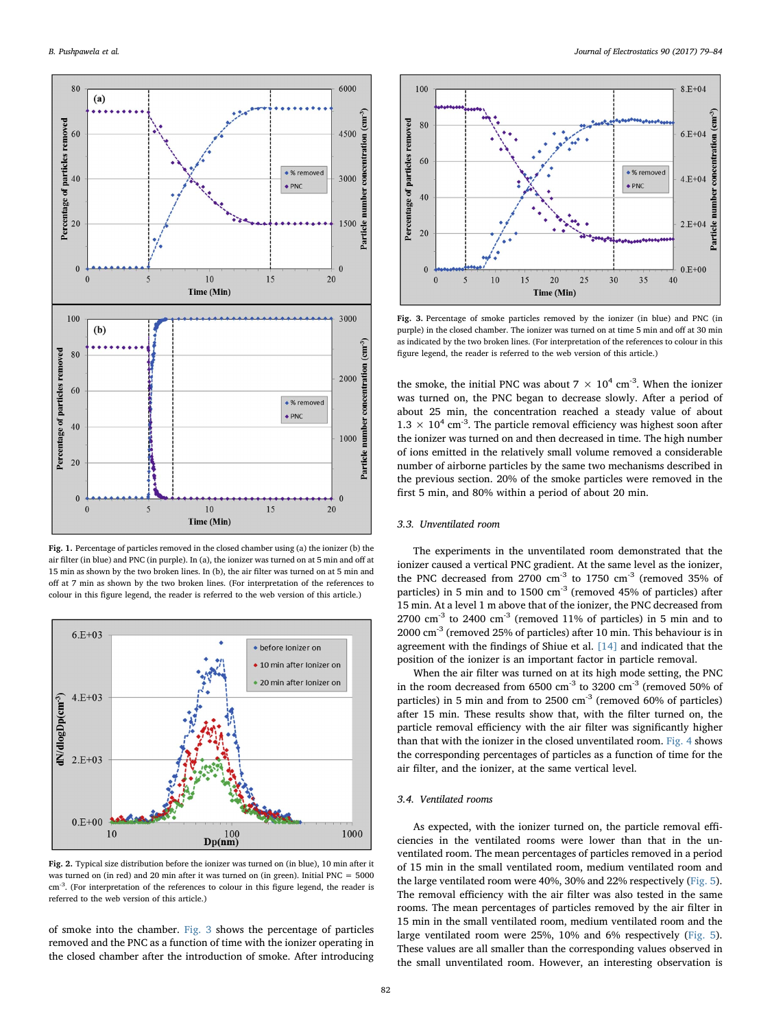Fig. 1. Percentage of particles removed in the closed chamber using (a) the ionizer (b) the air filter (in blue) and PNC (in purple). In (a), the ionizer was turned on at 5 min and off at 15 min as shown by the two broken lines. In (b), the air filter was turned on at 5 min and off at 7 min as shown by the two broken lines. (For interpretation of the references to colour in this figure legend, the reader is referred to the web version of this article.)

Fig. 2. Typical size distribution before the ionizer was turned on (in blue), 10 min after it was turned on (in red) and 20 min after it was turned on (in green). Initial PNC = 5000 cm$^{-3}$. (For interpretation of the references to colour in this figure legend, the reader is referred to the web version of this article.)

of smoke into the chamber. Fig. 3 shows the percentage of particles removed and the PNC as a function of time with the ionizer operating in the closed chamber after the introduction of smoke. After introducing the smoke, the initial PNC was about $7 \times 10^4$ cm$^{-3}$. When the ionizer was turned on, the PNC began to decrease slowly. After a period of about 25 min, the concentration reached a steady value of about $1.3 \times 10^4$ cm$^{-3}$. The particle removal efficiency was highest soon after the ionizer was turned on and then decreased in time. The high number of ions emitted in the relatively small volume removed a considerable number of airborne particles by the same two mechanisms described in the previous section. 20% of the smoke particles were removed in the first 5 min, and 80% within a period of about 20 min.

Fig. 3. Percentage of smoke particles removed by the ionizer (in blue) and PNC (in purple) in the closed chamber. The ionizer was turned on at time 5 min and off at 30 min as indicated by the two broken lines. (For interpretation of the references to colour in this figure legend, the reader is referred to the web version of this article.)

### 3.3. Unventilated room

The experiments in the unventilated room demonstrated that the ionizer caused a vertical PNC gradient. At the same level as the ionizer, the PNC decreased from 2700 cm$^{-3}$ to 1750 cm$^{-3}$ (removed 35% of particles) in 5 min and to 1500 cm$^{-3}$ (removed 45% of particles) after 15 min. At a level 1 m above that of the ionizer, the PNC decreased from 2700 cm$^{-3}$ to 2400 cm$^{-3}$ (removed 11% of particles) in 5 min and to 2000 cm$^{-3}$ (removed 25% of particles) after 10 min. This behaviour is in agreement with the findings of Shiue et al. [14] and indicated that the position of the ionizer is an important factor in particle removal.

When the air filter was turned on at its high mode setting, the PNC in the room decreased from 6500 cm$^{-3}$ to 3200 cm$^{-3}$ (removed 50% of particles) in 5 min and from to 2500 cm$^{-3}$ (removed 60% of particles) after 15 min. These results show that, with the filter turned on, the particle removal efficiency with the air filter was significantly higher than that with the ionizer in the closed unventilated room. Fig. 4 shows the corresponding percentages of particles as a function of time for the air filter, and the ionizer, at the same vertical level.

### 3.4. Ventilated rooms

As expected, with the ionizer turned on, the particle removal efficiencies in the ventilated rooms were lower than that in the unventilated room. The mean percentages of particles removed in a period of 15 min in the small ventilated room, medium ventilated room and the large ventilated room were 40%, 30% and 22% respectively (Fig. 5). The removal efficiency with the air filter was also tested in the same rooms. The mean percentages of particles removed by the air filter in 15 min in the small ventilated room, medium ventilated room and the large ventilated room were 25%, 10% and 6% respectively (Fig. 5). These values are all smaller than the corresponding values observed in the small unventilated room. However, an interesting observation is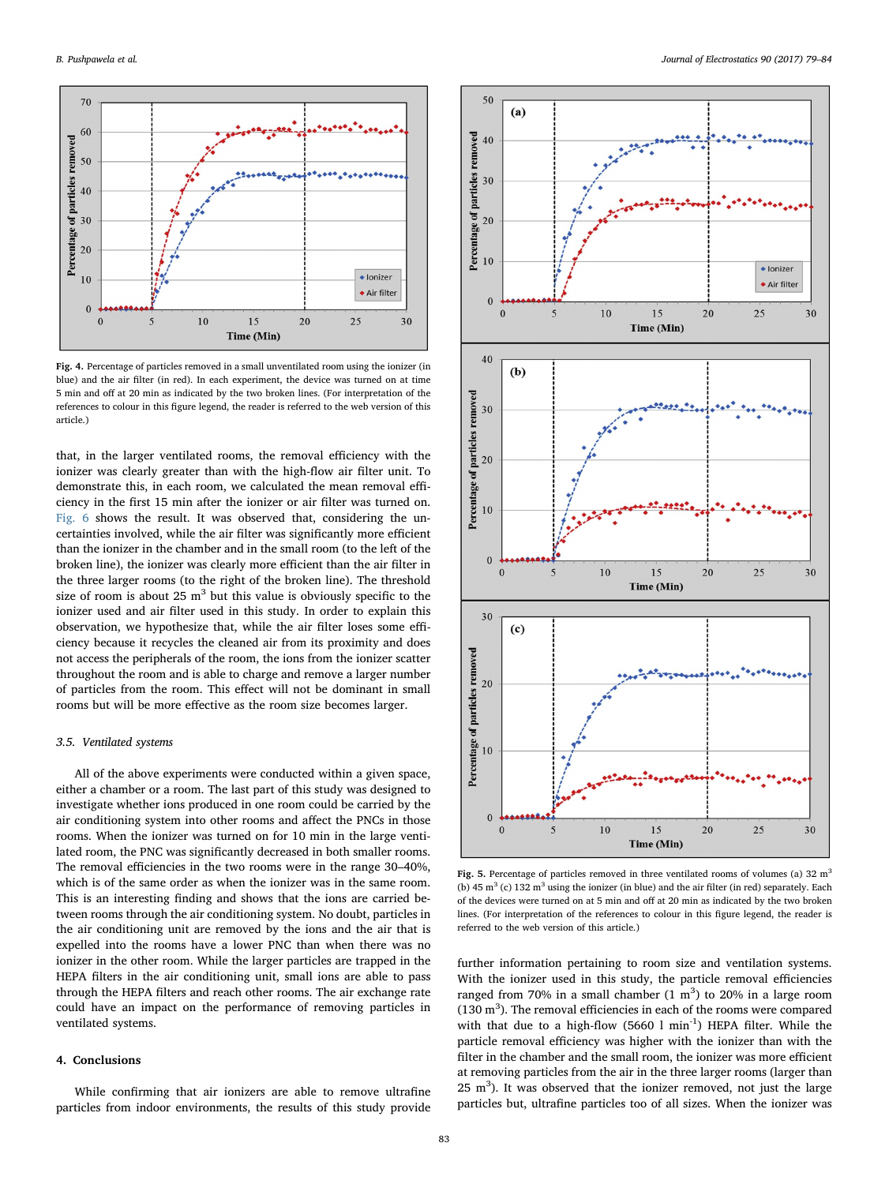Fig. 4. Percentage of particles removed in a small unventilated room using the ionizer (in blue) and the air filter (in red). In each experiment, the device was turned on at time 5 min and off at 20 min as indicated by the two broken lines. (For interpretation of the references to colour in this figure legend, the reader is referred to the web version of this article.)

that, in the larger ventilated rooms, the removal efficiency with the ionizer was clearly greater than with the high-flow air filter unit. To demonstrate this, in each room, we calculated the mean removal efficiency in the first 15 min after the ionizer or air filter was turned on. Fig. 6 shows the result. It was observed that, considering the uncertainties involved, while the air filter was significantly more efficient than the ionizer in the chamber and in the small room (to the left of the broken line), the ionizer was clearly more efficient than the air filter in the three larger rooms (to the right of the broken line). The threshold size of room is about 25 $m^3$ but this value is obviously specific to the ionizer used and air filter used in this study. In order to explain this observation, we hypothesize that, while the air filter loses some efficiency because it recycles the cleaned air from its proximity and does not access the peripherals of the room, the ions from the ionizer scatter throughout the room and is able to charge and remove a larger number of particles from the room. This effect will not be dominant in small rooms but will be more effective as the room size becomes larger.

### 3.5. Ventilated systems

All of the above experiments were conducted within a given space, either a chamber or a room. The last part of this study was designed to investigate whether ions produced in one room could be carried by the air conditioning system into other rooms and affect the PNCs in those rooms. When the ionizer was turned on for 10 min in the large ventilated room, the PNC was significantly decreased in both smaller rooms. The removal efficiencies in the two rooms were in the range 30–40%, which is of the same order as when the ionizer was in the same room. This is an interesting finding and shows that the ions are carried between rooms through the air conditioning system. No doubt, particles in the air conditioning unit are removed by the ions and the air that is expelled into the rooms have a lower PNC than when there was no ionizer in the other room. While the larger particles are trapped in the HEPA filters in the air conditioning unit, small ions are able to pass through the HEPA filters and reach other rooms. The air exchange rate could have an impact on the performance of removing particles in ventilated systems.

## 4. Conclusions

While confirming that air ionizers are able to remove ultrafine particles from indoor environments, the results of this study provide further information pertaining to room size and ventilation systems. With the ionizer used in this study, the particle removal efficiencies ranged from 70% in a small chamber (1 $m^3$) to 20% in a large room (130 $m^3$). The removal efficiencies in each of the rooms were compared with that due to a high-flow (5660 l $min^{-1}$) HEPA filter. While the particle removal efficiency was higher with the ionizer than with the filter in the chamber and the small room, the ionizer was more efficient at removing particles from the air in the three larger rooms (larger than 25 $m^3$). It was observed that the ionizer removed, not just the large particles but, ultrafine particles too of all sizes. When the ionizer was

Fig. 5. Percentage of particles removed in three ventilated rooms of volumes (a) 32 $m^3$ (b) 45 $m^3$ (c) 132 $m^3$ using the ionizer (in blue) and the air filter (in red) separately. Each of the devices were turned on at 5 min and off at 20 min as indicated by the two broken lines. (For interpretation of the references to colour in this figure legend, the reader is referred to the web version of this article.)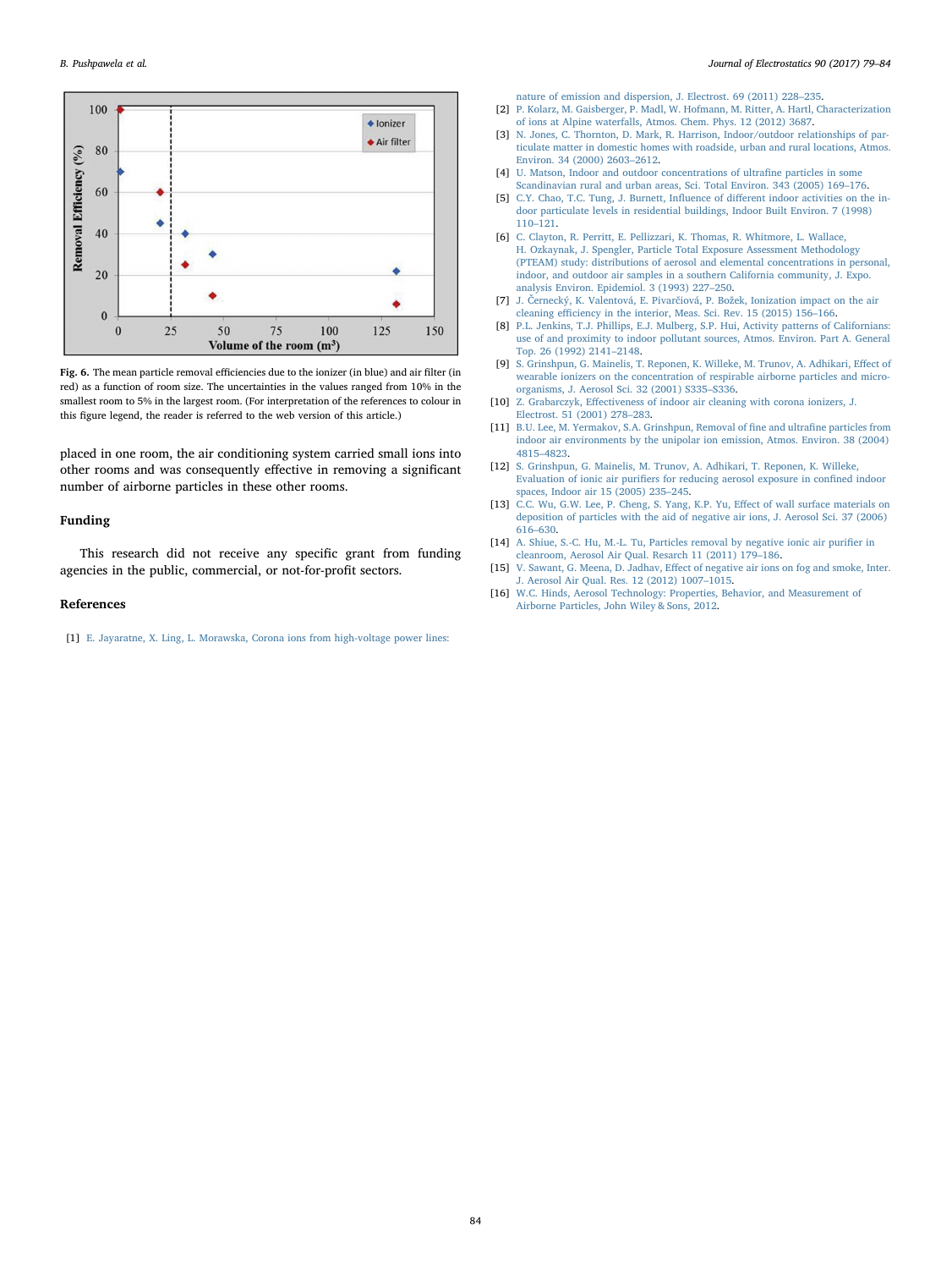100
80
60
40
20
0
Removal Efficiency (%)
0 25 50 75 100 125 150
Volume of the room ($m^3$)
Ionizer
Air filter

**Fig. 6.** The mean particle removal efficiencies due to the ionizer (in blue) and air filter (in red) as a function of room size. The uncertainties in the values ranged from 10% in the smallest room to 5% in the largest room. (For interpretation of the references to colour in this figure legend, the reader is referred to the web version of this article.)

placed in one room, the air conditioning system carried small ions into other rooms and was consequently effective in removing a significant number of airborne particles in these other rooms.

## Funding

This research did not receive any specific grant from funding agencies in the public, commercial, or not-for-profit sectors.

## References

[1] E. Jayaratne, X. Ling, L. Morawska, Corona ions from high-voltage power lines: nature of emission and dispersion, J. Electrost. 69 (2011) 228–235.

[2] P. Kolarz, M. Gaisberger, P. Madl, W. Hofmann, M. Ritter, A. Hartl, Characterization of ions at Alpine waterfalls, Atmos. Chem. Phys. 12 (2012) 3687.

[3] N. Jones, C. Thornton, D. Mark, R. Harrison, Indoor/outdoor relationships of particulate matter in domestic homes with roadside, urban and rural locations, Atmos. Environ. 34 (2000) 2603–2612.

[4] U. Matson, Indoor and outdoor concentrations of ultrafine particles in some Scandinavian rural and urban areas, Sci. Total Environ. 343 (2005) 169–176.

[5] C.Y. Chao, T.C. Tung, J. Burnett, Influence of different indoor activities on the indoor particulate levels in residential buildings, Indoor Built Environ. 7 (1998) 110–121.

[6] C. Clayton, R. Perritt, E. Pellizzari, K. Thomas, R. Whitmore, L. Wallace, H. Ozkaynak, J. Spengler, Particle Total Exposure Assessment Methodology (PTEAM) study: distributions of aerosol and elemental concentrations in personal, indoor, and outdoor air samples in a southern California community, J. Expo. analysis Environ. Epidemiol. 3 (1993) 227–250.

[7] J. Černecký, K. Valentová, E. Pivarčiová, P. Božek, Ionization impact on the air cleaning efficiency in the interior, Meas. Sci. Rev. 15 (2015) 156–166.

[8] P.L. Jenkins, T.J. Phillips, E.J. Mulberg, S.P. Hui, Activity patterns of Californians: use of and proximity to indoor pollutant sources, Atmos. Environ. Part A. General Top. 26 (1992) 2141–2148.

[9] S. Grinshpun, G. Mainelis, T. Reponen, K. Willeke, M. Trunov, A. Adhikari, Effect of wearable ionizers on the concentration of respirable airborne particles and microorganisms, J. Aerosol Sci. 32 (2001) S335–S336.

[10] Z. Grabarczyk, Effectiveness of indoor air cleaning with corona ionizers, J. Electrost. 51 (2001) 278–283.

[11] B.U. Lee, M. Yermakov, S.A. Grinshpun, Removal of fine and ultrafine particles from indoor air environments by the unipolar ion emission, Atmos. Environ. 38 (2004) 4815–4823.

[12] S. Grinshpun, G. Mainelis, M. Trunov, A. Adhikari, T. Reponen, K. Willeke, Evaluation of ionic air purifiers for reducing aerosol exposure in confined indoor spaces, Indoor air 15 (2005) 235–245.

[13] C.C. Wu, G.W. Lee, P. Cheng, S. Yang, K.P. Yu, Effect of wall surface materials on deposition of particles with the aid of negative air ions, J. Aerosol Sci. 37 (2006) 616–630.

[14] A. Shiue, S.-C. Hu, M.-L. Tu, Particles removal by negative ionic air purifier in cleanroom, Aerosol Air Qual. Resarch 11 (2011) 179–186.

[15] V. Sawant, G. Meena, D. Jadhav, Effect of negative air ions on fog and smoke, Inter. J. Aerosol Air Qual. Res. 12 (2012) 1007–1015.

[16] W.C. Hinds, Aerosol Technology: Properties, Behavior, and Measurement of Airborne Particles, John Wiley & Sons, 2012.